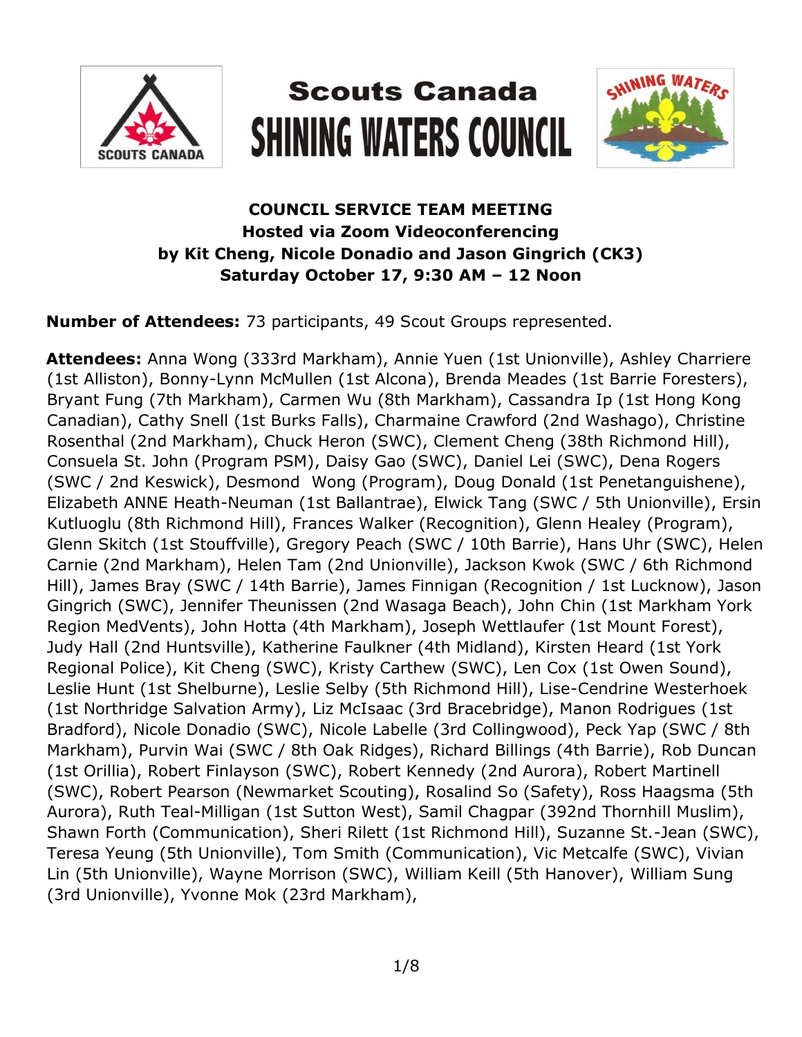Scouts Canada

# SHINING WATERS COUNCIL

**COUNCIL SERVICE TEAM MEETING**
**Hosted via Zoom Videoconferencing**
**by Kit Cheng, Nicole Donadio and Jason Gingrich (CK3)**
**Saturday October 17, 9:30 AM – 12 Noon**

**Number of Attendees:** 73 participants, 49 Scout Groups represented.

**Attendees:** Anna Wong (333rd Markham), Annie Yuen (1st Unionville), Ashley Charriere (1st Alliston), Bonny-Lynn McMullen (1st Alcona), Brenda Meades (1st Barrie Foresters), Bryant Fung (7th Markham), Carmen Wu (8th Markham), Cassandra Ip (1st Hong Kong Canadian), Cathy Snell (1st Burks Falls), Charmaine Crawford (2nd Washago), Christine Rosenthal (2nd Markham), Chuck Heron (SWC), Clement Cheng (38th Richmond Hill), Consuela St. John (Program PSM), Daisy Gao (SWC), Daniel Lei (SWC), Dena Rogers (SWC / 2nd Keswick), Desmond Wong (Program), Doug Donald (1st Penetanguishene), Elizabeth ANNE Heath-Neuman (1st Ballantrae), Elwick Tang (SWC / 5th Unionville), Ersin Kutluoglu (8th Richmond Hill), Frances Walker (Recognition), Glenn Healey (Program), Glenn Skitch (1st Stouffville), Gregory Peach (SWC / 10th Barrie), Hans Uhr (SWC), Helen Carnie (2nd Markham), Helen Tam (2nd Unionville), Jackson Kwok (SWC / 6th Richmond Hill), James Bray (SWC / 14th Barrie), James Finnigan (Recognition / 1st Lucknow), Jason Gingrich (SWC), Jennifer Theunissen (2nd Wasaga Beach), John Chin (1st Markham York Region MedVents), John Hotta (4th Markham), Joseph Wettlaufer (1st Mount Forest), Judy Hall (2nd Huntsville), Katherine Faulkner (4th Midland), Kirsten Heard (1st York Regional Police), Kit Cheng (SWC), Kristy Carthew (SWC), Len Cox (1st Owen Sound), Leslie Hunt (1st Shelburne), Leslie Selby (5th Richmond Hill), Lise-Cendrine Westerhoek (1st Northridge Salvation Army), Liz McIsaac (3rd Bracebridge), Manon Rodrigues (1st Bradford), Nicole Donadio (SWC), Nicole Labelle (3rd Collingwood), Peck Yap (SWC / 8th Markham), Purvin Wai (SWC / 8th Oak Ridges), Richard Billings (4th Barrie), Rob Duncan (1st Orillia), Robert Finlayson (SWC), Robert Kennedy (2nd Aurora), Robert Martinell (SWC), Robert Pearson (Newmarket Scouting), Rosalind So (Safety), Ross Haagsma (5th Aurora), Ruth Teal-Milligan (1st Sutton West), Samil Chagpar (392nd Thornhill Muslim), Shawn Forth (Communication), Sheri Rilett (1st Richmond Hill), Suzanne St.-Jean (SWC), Teresa Yeung (5th Unionville), Tom Smith (Communication), Vic Metcalfe (SWC), Vivian Lin (5th Unionville), Wayne Morrison (SWC), William Keill (5th Hanover), William Sung (3rd Unionville), Yvonne Mok (23rd Markham),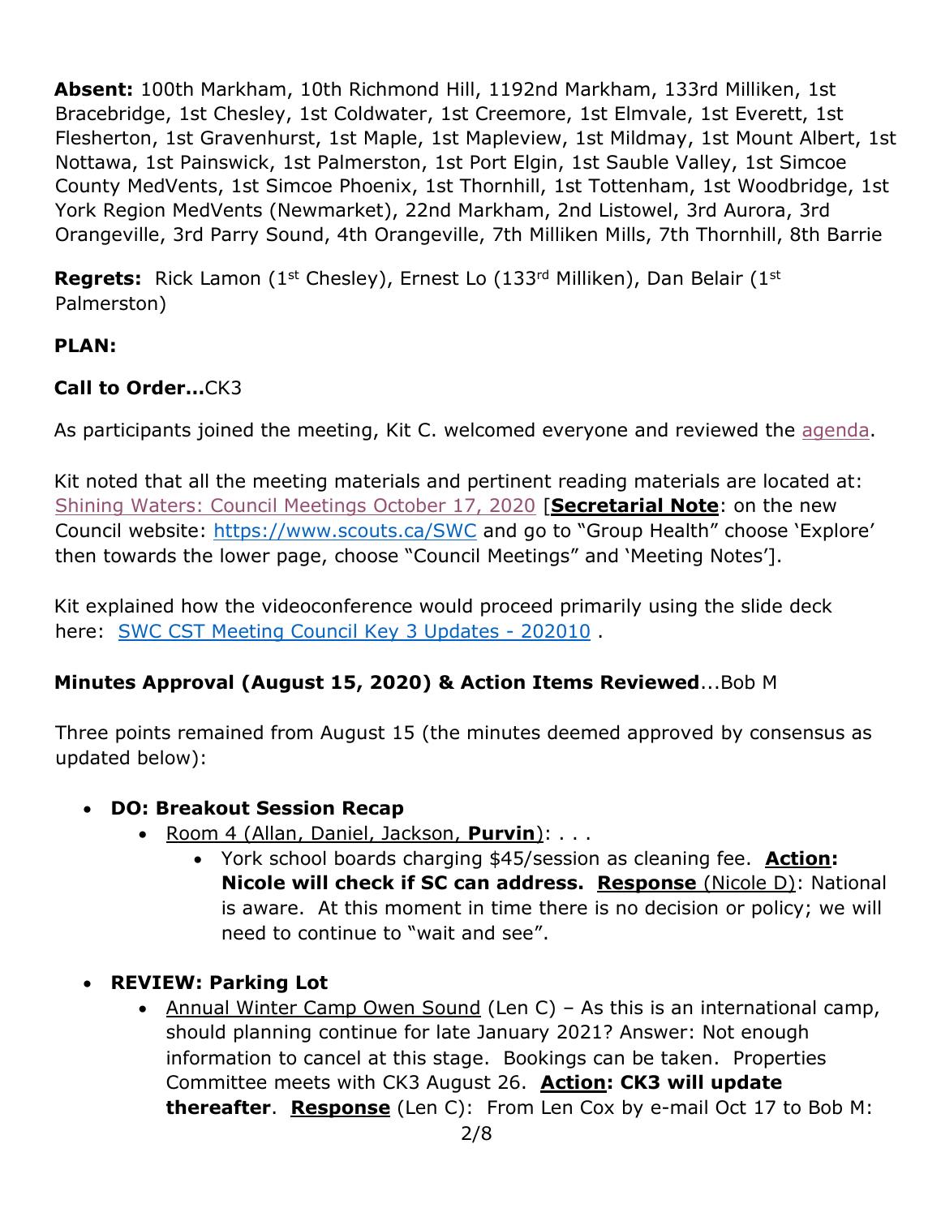**Absent:** 100th Markham, 10th Richmond Hill, 1192nd Markham, 133rd Milliken, 1st Bracebridge, 1st Chesley, 1st Coldwater, 1st Creemore, 1st Elmvale, 1st Everett, 1st Flesherton, 1st Gravenhurst, 1st Maple, 1st Mapleview, 1st Mildmay, 1st Mount Albert, 1st Nottawa, 1st Painswick, 1st Palmerston, 1st Port Elgin, 1st Sauble Valley, 1st Simcoe County MedVents, 1st Simcoe Phoenix, 1st Thornhill, 1st Tottenham, 1st Woodbridge, 1st York Region MedVents (Newmarket), 22nd Markham, 2nd Listowel, 3rd Aurora, 3rd Orangeville, 3rd Parry Sound, 4th Orangeville, 7th Milliken Mills, 7th Thornhill, 8th Barrie

**Regrets:** Rick Lamon (1st Chesley), Ernest Lo (133rd Milliken), Dan Belair (1st Palmerston)

**PLAN:**

**Call to Order…**CK3

As participants joined the meeting, Kit C. welcomed everyone and reviewed the agenda.

Kit noted that all the meeting materials and pertinent reading materials are located at: Shining Waters: Council Meetings October 17, 2020 [**Secretarial Note**: on the new Council website: https://www.scouts.ca/SWC and go to "Group Health" choose 'Explore' then towards the lower page, choose "Council Meetings" and 'Meeting Notes'].

Kit explained how the videoconference would proceed primarily using the slide deck here: SWC CST Meeting Council Key 3 Updates - 202010 .

**Minutes Approval (August 15, 2020) & Action Items Reviewed**...Bob M

Three points remained from August 15 (the minutes deemed approved by consensus as updated below):

- **DO: Breakout Session Recap**
  - Room 4 (Allan, Daniel, Jackson, **Purvin**): . . .
    - York school boards charging $45/session as cleaning fee. **Action: Nicole will check if SC can address. Response** (Nicole D): National is aware. At this moment in time there is no decision or policy; we will need to continue to "wait and see".
- **REVIEW: Parking Lot**
  - Annual Winter Camp Owen Sound (Len C) – As this is an international camp, should planning continue for late January 2021? Answer: Not enough information to cancel at this stage. Bookings can be taken. Properties Committee meets with CK3 August 26. **Action: CK3 will update thereafter**. **Response** (Len C): From Len Cox by e-mail Oct 17 to Bob M: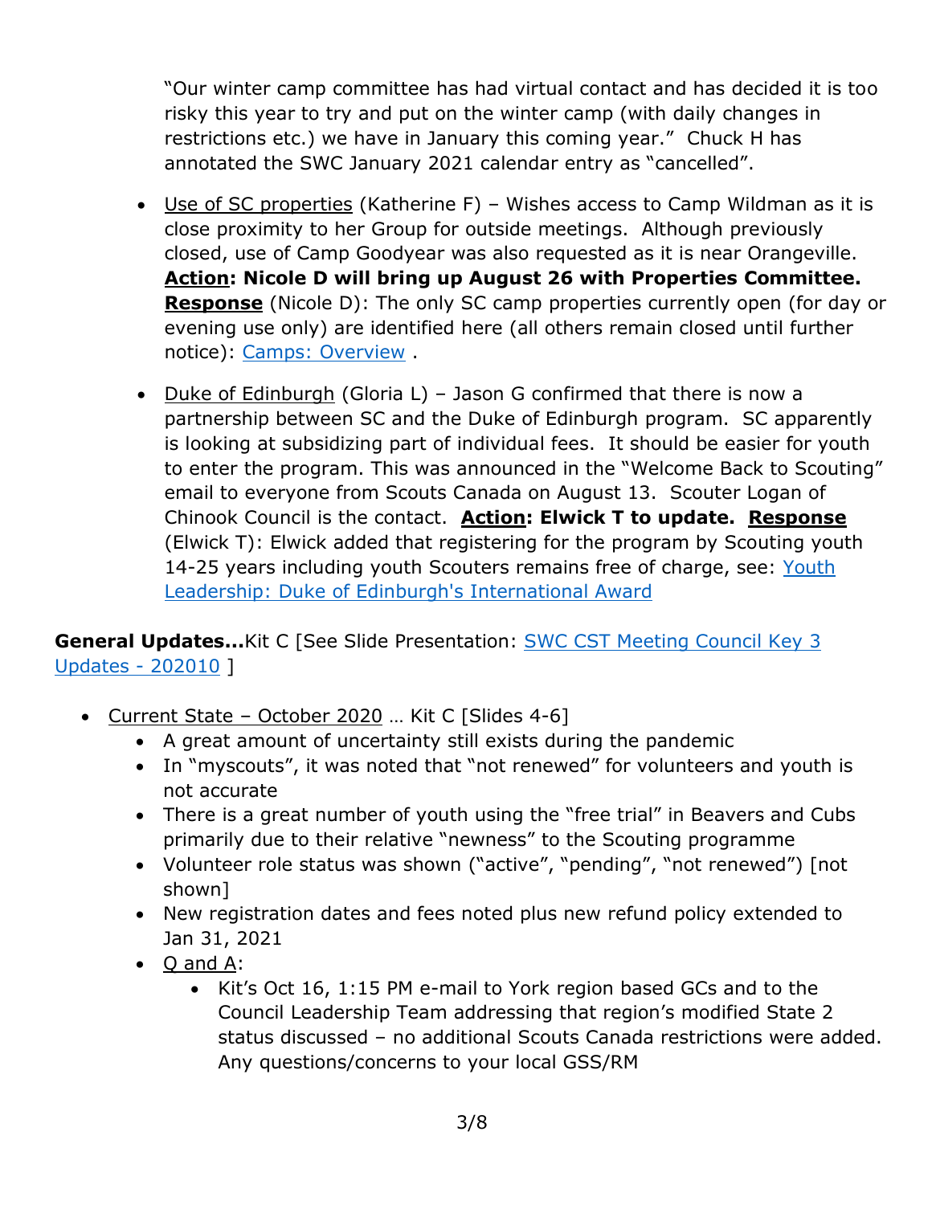"Our winter camp committee has had virtual contact and has decided it is too risky this year to try and put on the winter camp (with daily changes in restrictions etc.) we have in January this coming year." Chuck H has annotated the SWC January 2021 calendar entry as "cancelled".

- Use of SC properties (Katherine F) – Wishes access to Camp Wildman as it is close proximity to her Group for outside meetings. Although previously closed, use of Camp Goodyear was also requested as it is near Orangeville. **Action: Nicole D will bring up August 26 with Properties Committee.** **Response** (Nicole D): The only SC camp properties currently open (for day or evening use only) are identified here (all others remain closed until further notice): Camps: Overview .

- Duke of Edinburgh (Gloria L) – Jason G confirmed that there is now a partnership between SC and the Duke of Edinburgh program. SC apparently is looking at subsidizing part of individual fees. It should be easier for youth to enter the program. This was announced in the "Welcome Back to Scouting" email to everyone from Scouts Canada on August 13. Scouter Logan of Chinook Council is the contact. **Action: Elwick T to update.** **Response** (Elwick T): Elwick added that registering for the program by Scouting youth 14-25 years including youth Scouters remains free of charge, see: Youth Leadership: Duke of Edinburgh's International Award

**General Updates…**Kit C [See Slide Presentation: SWC CST Meeting Council Key 3 Updates - 202010 ]

- Current State – October 2020 … Kit C [Slides 4-6]
  - A great amount of uncertainty still exists during the pandemic
  - In "myscouts", it was noted that "not renewed" for volunteers and youth is not accurate
  - There is a great number of youth using the "free trial" in Beavers and Cubs primarily due to their relative "newness" to the Scouting programme
  - Volunteer role status was shown ("active", "pending", "not renewed") [not shown]
  - New registration dates and fees noted plus new refund policy extended to Jan 31, 2021
  - Q and A:
    - Kit's Oct 16, 1:15 PM e-mail to York region based GCs and to the Council Leadership Team addressing that region's modified State 2 status discussed – no additional Scouts Canada restrictions were added. Any questions/concerns to your local GSS/RM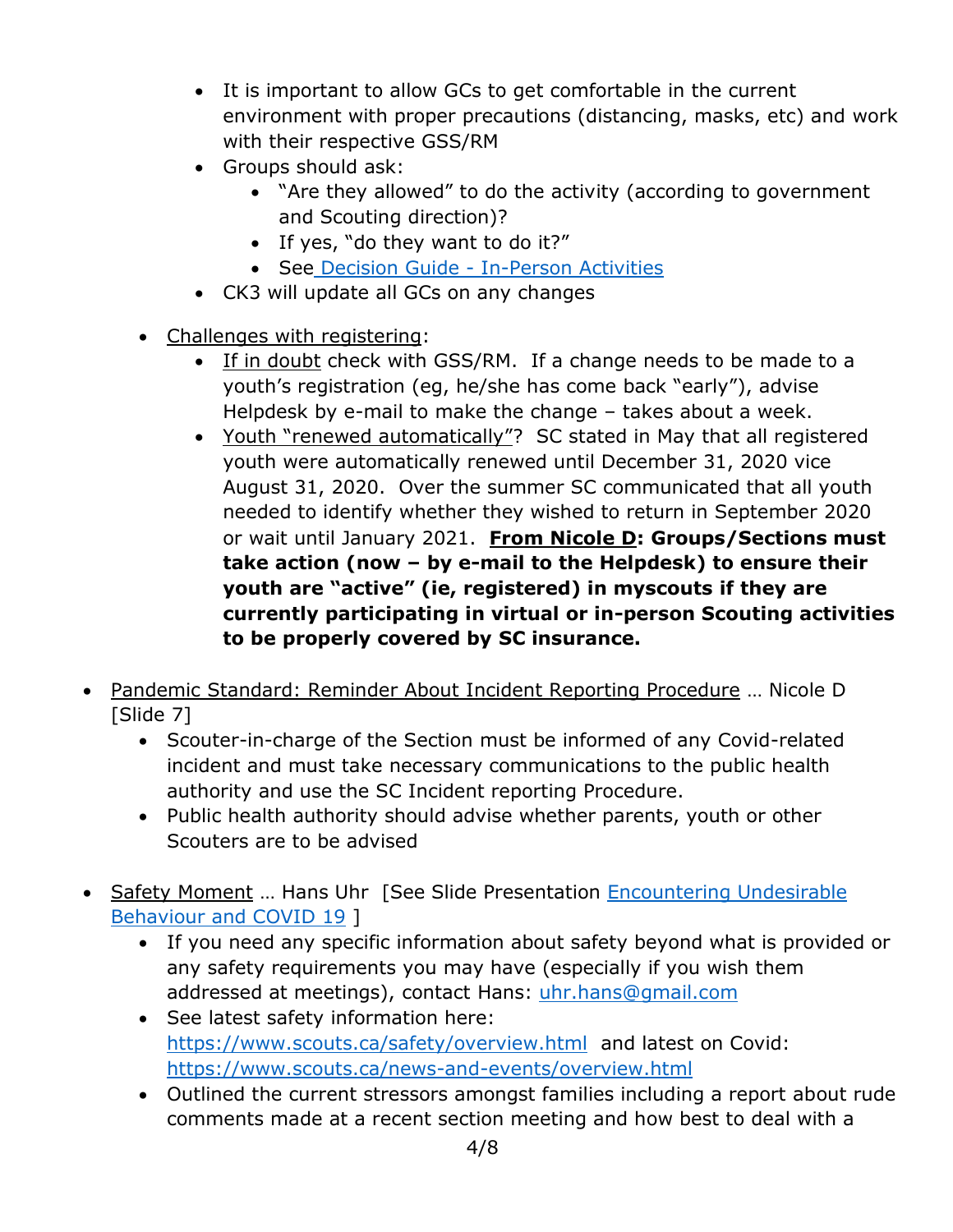- It is important to allow GCs to get comfortable in the current environment with proper precautions (distancing, masks, etc) and work with their respective GSS/RM
        - Groups should ask:
            - “Are they allowed” to do the activity (according to government and Scouting direction)?
            - If yes, “do they want to do it?”
            - See [Decision Guide - In-Person Activities]()
        - CK3 will update all GCs on any changes

    - <u>Challenges with registering</u>:
        - <u>If in doubt</u> check with GSS/RM. If a change needs to be made to a youth’s registration (eg, he/she has come back “early”), advise Helpdesk by e-mail to make the change – takes about a week.
        - <u>Youth “renewed automatically</u>”? SC stated in May that all registered youth were automatically renewed until December 31, 2020 vice August 31, 2020. Over the summer SC communicated that all youth needed to identify whether they wished to return in September 2020 or wait until January 2021. **<u>From Nicole D</u>: Groups/Sections must take action (now – by e-mail to the Helpdesk) to ensure their youth are “active” (ie, registered) in myscouts if they are currently participating in virtual or in-person Scouting activities to be properly covered by SC insurance.**

- <u>Pandemic Standard: Reminder About Incident Reporting Procedure</u> … Nicole D [Slide 7]
    - Scouter-in-charge of the Section must be informed of any Covid-related incident and must take necessary communications to the public health authority and use the SC Incident reporting Procedure.
    - Public health authority should advise whether parents, youth or other Scouters are to be advised

- <u>Safety Moment</u> … Hans Uhr [See Slide Presentation [Encountering Undesirable Behaviour and COVID 19]() ]
    - If you need any specific information about safety beyond what is provided or any safety requirements you may have (especially if you wish them addressed at meetings), contact Hans: [uhr.hans@gmail.com](mailto:uhr.hans@gmail.com)
    - See latest safety information here: [https://www.scouts.ca/safety/overview.html](https://www.scouts.ca/safety/overview.html) and latest on Covid: [https://www.scouts.ca/news-and-events/overview.html](https://www.scouts.ca/news-and-events/overview.html)
    - Outlined the current stressors amongst families including a report about rude comments made at a recent section meeting and how best to deal with a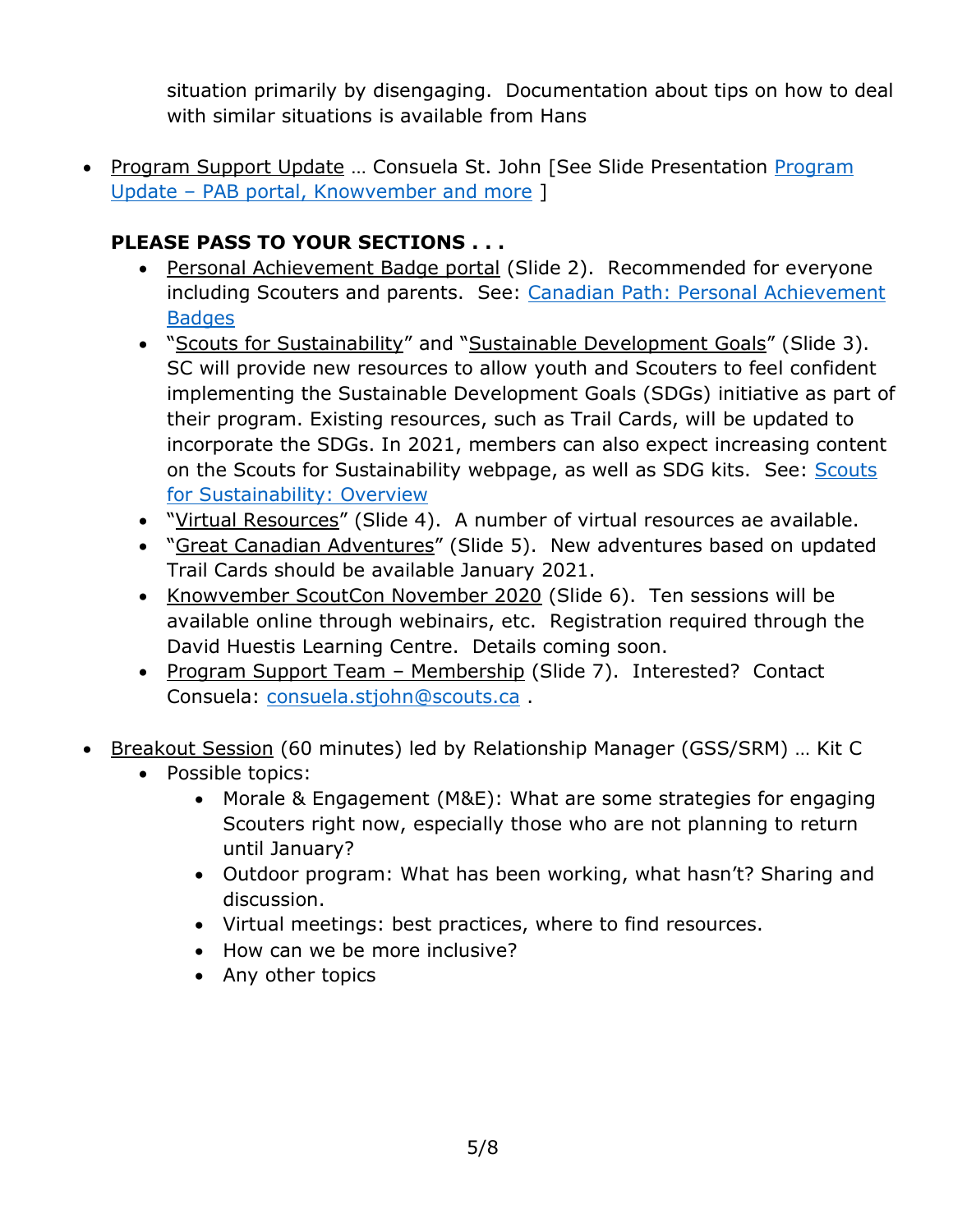situation primarily by disengaging.  Documentation about tips on how to deal with similar situations is available from Hans

- <u>Program Support Update</u> … Consuela St. John [See Slide Presentation [Program Update – PAB portal, Knowvember and more](#) ]

  **PLEASE PASS TO YOUR SECTIONS . . .**

  - <u>Personal Achievement Badge portal</u> (Slide 2).  Recommended for everyone including Scouters and parents.  See: [Canadian Path: Personal Achievement Badges](#)
  - "<u>Scouts for Sustainability</u>" and "<u>Sustainable Development Goals</u>" (Slide 3).  SC will provide new resources to allow youth and Scouters to feel confident implementing the Sustainable Development Goals (SDGs) initiative as part of their program. Existing resources, such as Trail Cards, will be updated to incorporate the SDGs. In 2021, members can also expect increasing content on the Scouts for Sustainability webpage, as well as SDG kits.  See: [Scouts for Sustainability: Overview](#)
  - "<u>Virtual Resources</u>" (Slide 4).  A number of virtual resources ae available.
  - "<u>Great Canadian Adventures</u>" (Slide 5).  New adventures based on updated Trail Cards should be available January 2021.
  - <u>Knowvember ScoutCon November 2020</u> (Slide 6).  Ten sessions will be available online through webinairs, etc.  Registration required through the David Huestis Learning Centre.  Details coming soon.
  - <u>Program Support Team – Membership</u> (Slide 7).  Interested?  Contact Consuela: [consuela.stjohn@scouts.ca](mailto:consuela.stjohn@scouts.ca) .

- <u>Breakout Session</u> (60 minutes) led by Relationship Manager (GSS/SRM) … Kit C
  - Possible topics:
    - Morale & Engagement (M&E): What are some strategies for engaging Scouters right now, especially those who are not planning to return until January?
    - Outdoor program: What has been working, what hasn't? Sharing and discussion.
    - Virtual meetings: best practices, where to find resources.
    - How can we be more inclusive?
    - Any other topics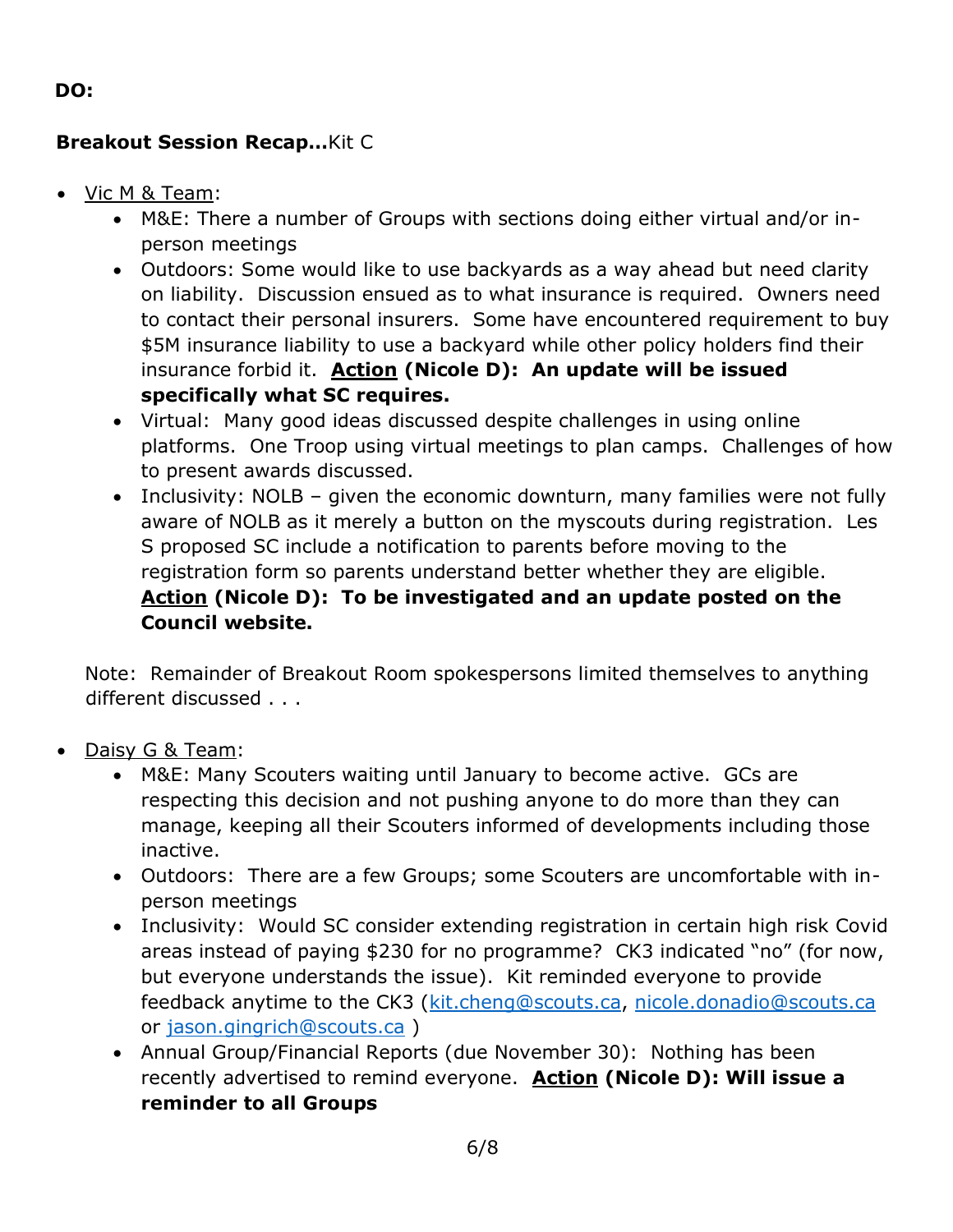**DO:**

**Breakout Session Recap…**Kit C

- Vic M & Team:
    - M&E: There a number of Groups with sections doing either virtual and/or in-person meetings
    - Outdoors: Some would like to use backyards as a way ahead but need clarity on liability. Discussion ensued as to what insurance is required. Owners need to contact their personal insurers. Some have encountered requirement to buy $5M insurance liability to use a backyard while other policy holders find their insurance forbid it. **Action (Nicole D): An update will be issued specifically what SC requires.**
    - Virtual: Many good ideas discussed despite challenges in using online platforms. One Troop using virtual meetings to plan camps. Challenges of how to present awards discussed.
    - Inclusivity: NOLB – given the economic downturn, many families were not fully aware of NOLB as it merely a button on the myscouts during registration. Les S proposed SC include a notification to parents before moving to the registration form so parents understand better whether they are eligible. **Action (Nicole D): To be investigated and an update posted on the Council website.**

  Note: Remainder of Breakout Room spokespersons limited themselves to anything different discussed . . .

- Daisy G & Team:
    - M&E: Many Scouters waiting until January to become active. GCs are respecting this decision and not pushing anyone to do more than they can manage, keeping all their Scouters informed of developments including those inactive.
    - Outdoors: There are a few Groups; some Scouters are uncomfortable with in-person meetings
    - Inclusivity: Would SC consider extending registration in certain high risk Covid areas instead of paying $230 for no programme? CK3 indicated "no" (for now, but everyone understands the issue). Kit reminded everyone to provide feedback anytime to the CK3 (kit.cheng@scouts.ca, nicole.donadio@scouts.ca or jason.gingrich@scouts.ca )
    - Annual Group/Financial Reports (due November 30): Nothing has been recently advertised to remind everyone. **Action (Nicole D): Will issue a reminder to all Groups**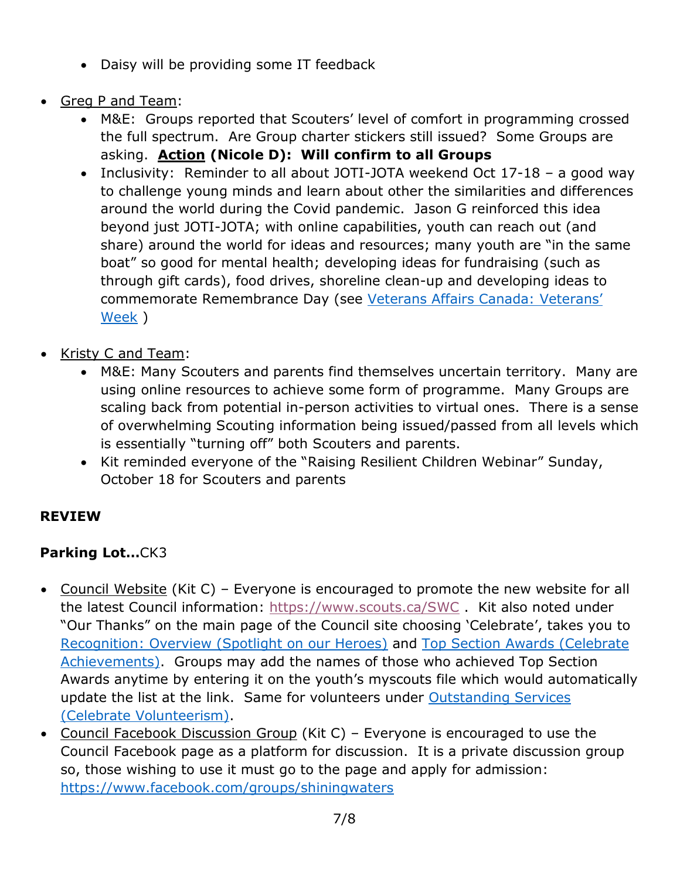- Daisy will be providing some IT feedback

- Greg P and Team:
  - M&E: Groups reported that Scouters' level of comfort in programming crossed the full spectrum. Are Group charter stickers still issued? Some Groups are asking. **Action (Nicole D): Will confirm to all Groups**
  - Inclusivity: Reminder to all about JOTI-JOTA weekend Oct 17-18 – a good way to challenge young minds and learn about other the similarities and differences around the world during the Covid pandemic. Jason G reinforced this idea beyond just JOTI-JOTA; with online capabilities, youth can reach out (and share) around the world for ideas and resources; many youth are "in the same boat" so good for mental health; developing ideas for fundraising (such as through gift cards), food drives, shoreline clean-up and developing ideas to commemorate Remembrance Day (see Veterans Affairs Canada: Veterans' Week )

- Kristy C and Team:
  - M&E: Many Scouters and parents find themselves uncertain territory. Many are using online resources to achieve some form of programme. Many Groups are scaling back from potential in-person activities to virtual ones. There is a sense of overwhelming Scouting information being issued/passed from all levels which is essentially "turning off" both Scouters and parents.
  - Kit reminded everyone of the "Raising Resilient Children Webinar" Sunday, October 18 for Scouters and parents

**REVIEW**

**Parking Lot…**CK3

- Council Website (Kit C) – Everyone is encouraged to promote the new website for all the latest Council information: https://www.scouts.ca/SWC . Kit also noted under "Our Thanks" on the main page of the Council site choosing 'Celebrate', takes you to Recognition: Overview (Spotlight on our Heroes) and Top Section Awards (Celebrate Achievements). Groups may add the names of those who achieved Top Section Awards anytime by entering it on the youth's myscouts file which would automatically update the list at the link. Same for volunteers under Outstanding Services (Celebrate Volunteerism).
- Council Facebook Discussion Group (Kit C) – Everyone is encouraged to use the Council Facebook page as a platform for discussion. It is a private discussion group so, those wishing to use it must go to the page and apply for admission: https://www.facebook.com/groups/shiningwaters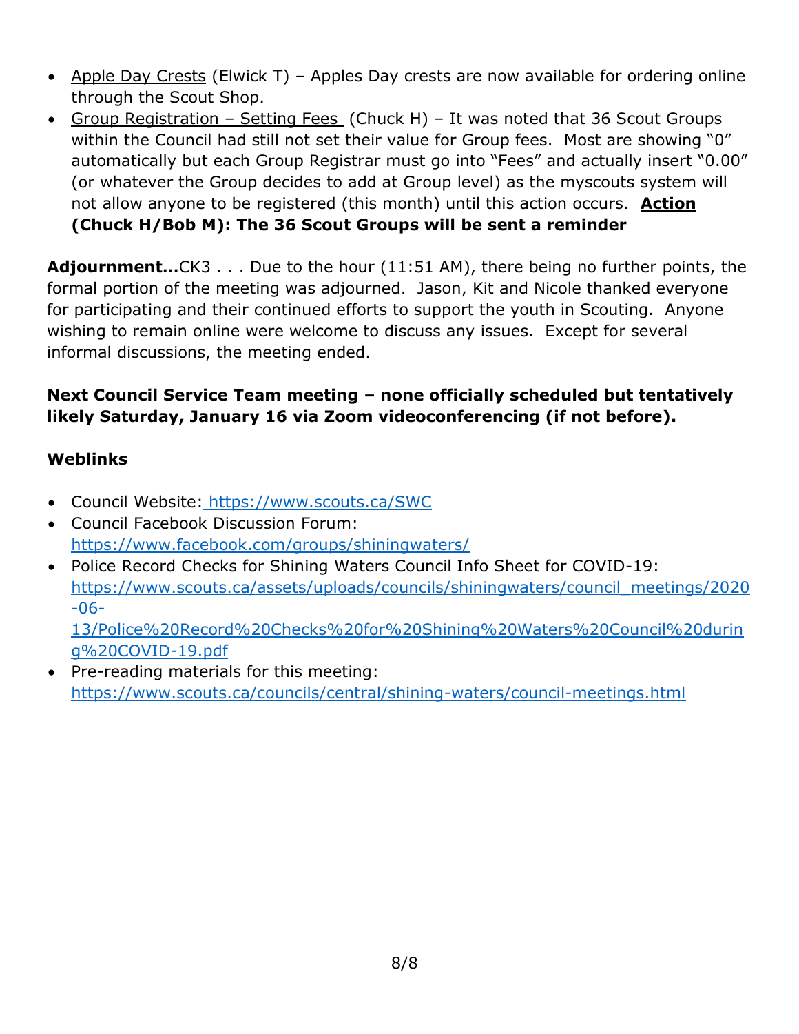- Apple Day Crests (Elwick T) – Apples Day crests are now available for ordering online through the Scout Shop.
- Group Registration – Setting Fees (Chuck H) – It was noted that 36 Scout Groups within the Council had still not set their value for Group fees. Most are showing "0" automatically but each Group Registrar must go into "Fees" and actually insert "0.00" (or whatever the Group decides to add at Group level) as the myscouts system will not allow anyone to be registered (this month) until this action occurs. **Action (Chuck H/Bob M): The 36 Scout Groups will be sent a reminder**

**Adjournment…**CK3 . . . Due to the hour (11:51 AM), there being no further points, the formal portion of the meeting was adjourned. Jason, Kit and Nicole thanked everyone for participating and their continued efforts to support the youth in Scouting. Anyone wishing to remain online were welcome to discuss any issues. Except for several informal discussions, the meeting ended.

**Next Council Service Team meeting – none officially scheduled but tentatively likely Saturday, January 16 via Zoom videoconferencing (if not before).**

**Weblinks**

- Council Website: https://www.scouts.ca/SWC
- Council Facebook Discussion Forum: https://www.facebook.com/groups/shiningwaters/
- Police Record Checks for Shining Waters Council Info Sheet for COVID-19: https://www.scouts.ca/assets/uploads/councils/shiningwaters/council_meetings/2020-06-13/Police%20Record%20Checks%20for%20Shining%20Waters%20Council%20during%20COVID-19.pdf
- Pre-reading materials for this meeting: https://www.scouts.ca/councils/central/shining-waters/council-meetings.html